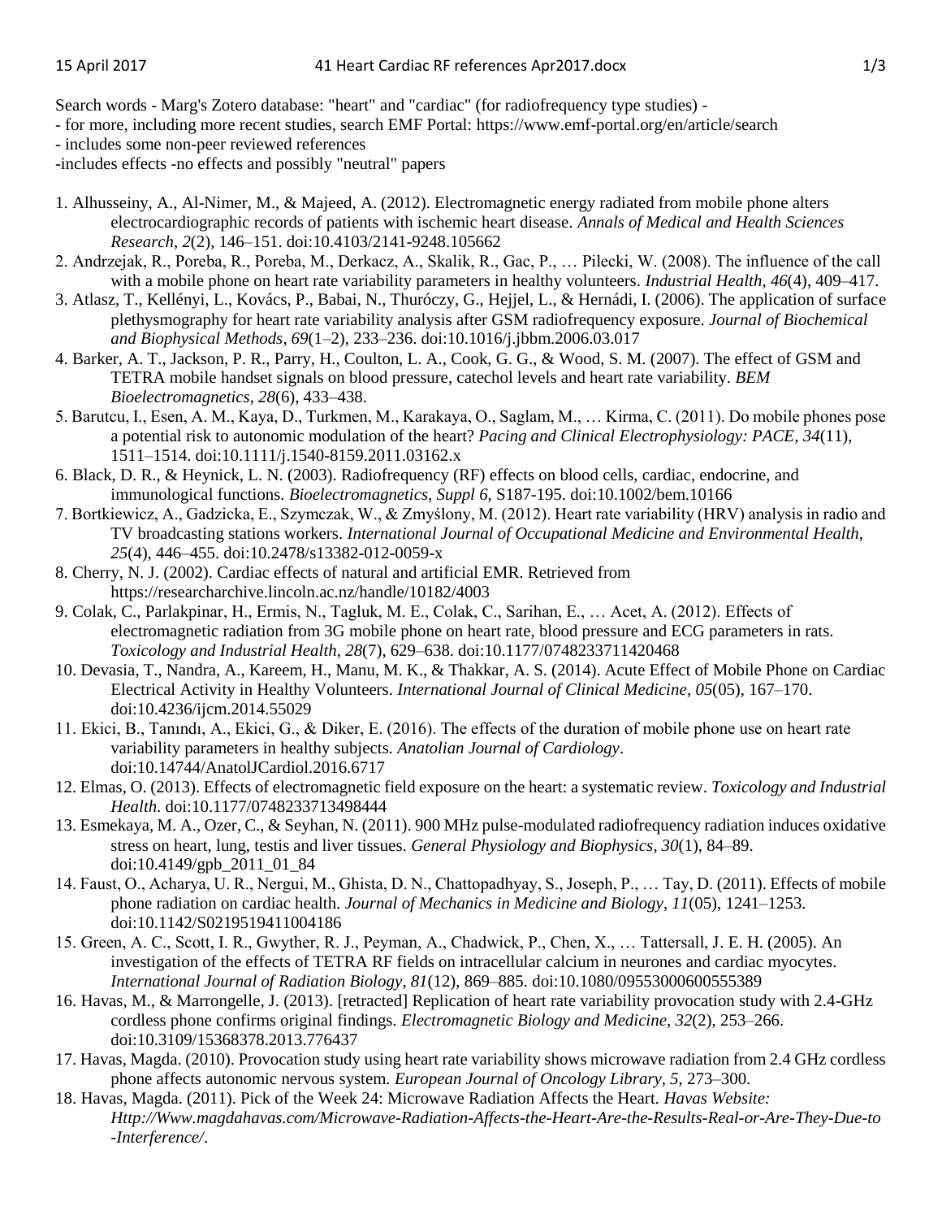Search words - Marg's Zotero database: "heart" and "cardiac" (for radiofrequency type studies) -
- for more, including more recent studies, search EMF Portal: https://www.emf-portal.org/en/article/search
- includes some non-peer reviewed references
-includes effects -no effects and possibly "neutral" papers

1. Alhusseiny, A., Al-Nimer, M., & Majeed, A. (2012). Electromagnetic energy radiated from mobile phone alters electrocardiographic records of patients with ischemic heart disease. *Annals of Medical and Health Sciences Research*, *2*(2), 146–151. doi:10.4103/2141-9248.105662
2. Andrzejak, R., Poreba, R., Poreba, M., Derkacz, A., Skalik, R., Gac, P., … Pilecki, W. (2008). The influence of the call with a mobile phone on heart rate variability parameters in healthy volunteers. *Industrial Health*, *46*(4), 409–417.
3. Atlasz, T., Kellényi, L., Kovács, P., Babai, N., Thuróczy, G., Hejjel, L., & Hernádi, I. (2006). The application of surface plethysmography for heart rate variability analysis after GSM radiofrequency exposure. *Journal of Biochemical and Biophysical Methods*, *69*(1–2), 233–236. doi:10.1016/j.jbbm.2006.03.017
4. Barker, A. T., Jackson, P. R., Parry, H., Coulton, L. A., Cook, G. G., & Wood, S. M. (2007). The effect of GSM and TETRA mobile handset signals on blood pressure, catechol levels and heart rate variability. *BEM Bioelectromagnetics*, *28*(6), 433–438.
5. Barutcu, I., Esen, A. M., Kaya, D., Turkmen, M., Karakaya, O., Saglam, M., … Kirma, C. (2011). Do mobile phones pose a potential risk to autonomic modulation of the heart? *Pacing and Clinical Electrophysiology: PACE*, *34*(11), 1511–1514. doi:10.1111/j.1540-8159.2011.03162.x
6. Black, D. R., & Heynick, L. N. (2003). Radiofrequency (RF) effects on blood cells, cardiac, endocrine, and immunological functions. *Bioelectromagnetics*, *Suppl 6*, S187-195. doi:10.1002/bem.10166
7. Bortkiewicz, A., Gadzicka, E., Szymczak, W., & Zmyślony, M. (2012). Heart rate variability (HRV) analysis in radio and TV broadcasting stations workers. *International Journal of Occupational Medicine and Environmental Health*, *25*(4), 446–455. doi:10.2478/s13382-012-0059-x
8. Cherry, N. J. (2002). Cardiac effects of natural and artificial EMR. Retrieved from https://researcharchive.lincoln.ac.nz/handle/10182/4003
9. Colak, C., Parlakpinar, H., Ermis, N., Tagluk, M. E., Colak, C., Sarihan, E., … Acet, A. (2012). Effects of electromagnetic radiation from 3G mobile phone on heart rate, blood pressure and ECG parameters in rats. *Toxicology and Industrial Health*, *28*(7), 629–638. doi:10.1177/0748233711420468
10. Devasia, T., Nandra, A., Kareem, H., Manu, M. K., & Thakkar, A. S. (2014). Acute Effect of Mobile Phone on Cardiac Electrical Activity in Healthy Volunteers. *International Journal of Clinical Medicine*, *05*(05), 167–170. doi:10.4236/ijcm.2014.55029
11. Ekici, B., Tanındı, A., Ekici, G., & Diker, E. (2016). The effects of the duration of mobile phone use on heart rate variability parameters in healthy subjects. *Anatolian Journal of Cardiology*. doi:10.14744/AnatolJCardiol.2016.6717
12. Elmas, O. (2013). Effects of electromagnetic field exposure on the heart: a systematic review. *Toxicology and Industrial Health*. doi:10.1177/0748233713498444
13. Esmekaya, M. A., Ozer, C., & Seyhan, N. (2011). 900 MHz pulse-modulated radiofrequency radiation induces oxidative stress on heart, lung, testis and liver tissues. *General Physiology and Biophysics*, *30*(1), 84–89. doi:10.4149/gpb_2011_01_84
14. Faust, O., Acharya, U. R., Nergui, M., Ghista, D. N., Chattopadhyay, S., Joseph, P., … Tay, D. (2011). Effects of mobile phone radiation on cardiac health. *Journal of Mechanics in Medicine and Biology*, *11*(05), 1241–1253. doi:10.1142/S0219519411004186
15. Green, A. C., Scott, I. R., Gwyther, R. J., Peyman, A., Chadwick, P., Chen, X., … Tattersall, J. E. H. (2005). An investigation of the effects of TETRA RF fields on intracellular calcium in neurones and cardiac myocytes. *International Journal of Radiation Biology*, *81*(12), 869–885. doi:10.1080/09553000600555389
16. Havas, M., & Marrongelle, J. (2013). [retracted] Replication of heart rate variability provocation study with 2.4-GHz cordless phone confirms original findings. *Electromagnetic Biology and Medicine*, *32*(2), 253–266. doi:10.3109/15368378.2013.776437
17. Havas, Magda. (2010). Provocation study using heart rate variability shows microwave radiation from 2.4 GHz cordless phone affects autonomic nervous system. *European Journal of Oncology Library*, *5*, 273–300.
18. Havas, Magda. (2011). Pick of the Week 24: Microwave Radiation Affects the Heart. *Havas Website: Http://Www.magdahavas.com/Microwave-Radiation-Affects-the-Heart-Are-the-Results-Real-or-Are-They-Due-to-Interference/*.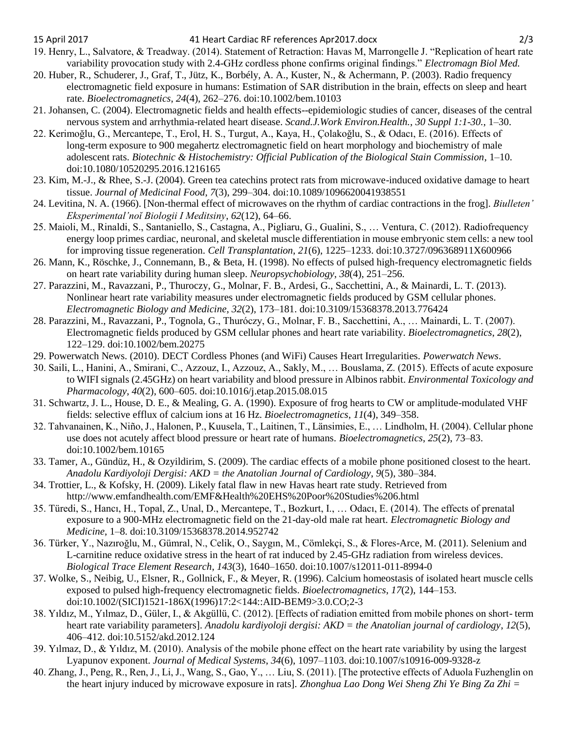19. Henry, L., Salvatore, & Treadway. (2014). Statement of Retraction: Havas M, Marrongelle J. "Replication of heart rate variability provocation study with 2.4-GHz cordless phone confirms original findings." *Electromagn Biol Med.*
20. Huber, R., Schuderer, J., Graf, T., Jütz, K., Borbély, A. A., Kuster, N., & Achermann, P. (2003). Radio frequency electromagnetic field exposure in humans: Estimation of SAR distribution in the brain, effects on sleep and heart rate. *Bioelectromagnetics*, *24*(4), 262–276. doi:10.1002/bem.10103
21. Johansen, C. (2004). Electromagnetic fields and health effects--epidemiologic studies of cancer, diseases of the central nervous system and arrhythmia-related heart disease. *Scand.J.Work Environ.Health.*, *30 Suppl 1:1-30.*, 1–30.
22. Kerimoğlu, G., Mercantepe, T., Erol, H. S., Turgut, A., Kaya, H., Çolakoğlu, S., & Odacı, E. (2016). Effects of long-term exposure to 900 megahertz electromagnetic field on heart morphology and biochemistry of male adolescent rats. *Biotechnic & Histochemistry: Official Publication of the Biological Stain Commission*, 1–10. doi:10.1080/10520295.2016.1216165
23. Kim, M.-J., & Rhee, S.-J. (2004). Green tea catechins protect rats from microwave-induced oxidative damage to heart tissue. *Journal of Medicinal Food*, *7*(3), 299–304. doi:10.1089/1096620041938551
24. Levitina, N. A. (1966). [Non-thermal effect of microwaves on the rhythm of cardiac contractions in the frog]. *Biulleten' Eksperimental'noĭ Biologii I Meditsiny*, *62*(12), 64–66.
25. Maioli, M., Rinaldi, S., Santaniello, S., Castagna, A., Pigliaru, G., Gualini, S., … Ventura, C. (2012). Radiofrequency energy loop primes cardiac, neuronal, and skeletal muscle differentiation in mouse embryonic stem cells: a new tool for improving tissue regeneration. *Cell Transplantation*, *21*(6), 1225–1233. doi:10.3727/096368911X600966
26. Mann, K., Röschke, J., Connemann, B., & Beta, H. (1998). No effects of pulsed high-frequency electromagnetic fields on heart rate variability during human sleep. *Neuropsychobiology*, *38*(4), 251–256.
27. Parazzini, M., Ravazzani, P., Thuroczy, G., Molnar, F. B., Ardesi, G., Sacchettini, A., & Mainardi, L. T. (2013). Nonlinear heart rate variability measures under electromagnetic fields produced by GSM cellular phones. *Electromagnetic Biology and Medicine*, *32*(2), 173–181. doi:10.3109/15368378.2013.776424
28. Parazzini, M., Ravazzani, P., Tognola, G., Thuróczy, G., Molnar, F. B., Sacchettini, A., … Mainardi, L. T. (2007). Electromagnetic fields produced by GSM cellular phones and heart rate variability. *Bioelectromagnetics*, *28*(2), 122–129. doi:10.1002/bem.20275
29. Powerwatch News. (2010). DECT Cordless Phones (and WiFi) Causes Heart Irregularities. *Powerwatch News*.
30. Saili, L., Hanini, A., Smirani, C., Azzouz, I., Azzouz, A., Sakly, M., … Bouslama, Z. (2015). Effects of acute exposure to WIFI signals (2.45GHz) on heart variability and blood pressure in Albinos rabbit. *Environmental Toxicology and Pharmacology*, *40*(2), 600–605. doi:10.1016/j.etap.2015.08.015
31. Schwartz, J. L., House, D. E., & Mealing, G. A. (1990). Exposure of frog hearts to CW or amplitude-modulated VHF fields: selective efflux of calcium ions at 16 Hz. *Bioelectromagnetics*, *11*(4), 349–358.
32. Tahvanainen, K., Niño, J., Halonen, P., Kuusela, T., Laitinen, T., Länsimies, E., … Lindholm, H. (2004). Cellular phone use does not acutely affect blood pressure or heart rate of humans. *Bioelectromagnetics*, *25*(2), 73–83. doi:10.1002/bem.10165
33. Tamer, A., Gündüz, H., & Ozyildirim, S. (2009). The cardiac effects of a mobile phone positioned closest to the heart. *Anadolu Kardiyoloji Dergisi: AKD = the Anatolian Journal of Cardiology*, *9*(5), 380–384.
34. Trottier, L., & Kofsky, H. (2009). Likely fatal flaw in new Havas heart rate study. Retrieved from http://www.emfandhealth.com/EMF&Health%20EHS%20Poor%20Studies%206.html
35. Türedi, S., Hancı, H., Topal, Z., Unal, D., Mercantepe, T., Bozkurt, I., … Odacı, E. (2014). The effects of prenatal exposure to a 900-MHz electromagnetic field on the 21-day-old male rat heart. *Electromagnetic Biology and Medicine*, 1–8. doi:10.3109/15368378.2014.952742
36. Türker, Y., Nazıroğlu, M., Gümral, N., Celik, O., Saygın, M., Cömlekçi, S., & Flores-Arce, M. (2011). Selenium and L-carnitine reduce oxidative stress in the heart of rat induced by 2.45-GHz radiation from wireless devices. *Biological Trace Element Research*, *143*(3), 1640–1650. doi:10.1007/s12011-011-8994-0
37. Wolke, S., Neibig, U., Elsner, R., Gollnick, F., & Meyer, R. (1996). Calcium homeostasis of isolated heart muscle cells exposed to pulsed high-frequency electromagnetic fields. *Bioelectromagnetics*, *17*(2), 144–153. doi:10.1002/(SICI)1521-186X(1996)17:2<144::AID-BEM9>3.0.CO;2-3
38. Yıldız, M., Yılmaz, D., Güler, I., & Akgüllü, C. (2012). [Effects of radiation emitted from mobile phones on short- term heart rate variability parameters]. *Anadolu kardiyoloji dergisi: AKD = the Anatolian journal of cardiology*, *12*(5), 406–412. doi:10.5152/akd.2012.124
39. Yılmaz, D., & Yıldız, M. (2010). Analysis of the mobile phone effect on the heart rate variability by using the largest Lyapunov exponent. *Journal of Medical Systems*, *34*(6), 1097–1103. doi:10.1007/s10916-009-9328-z
40. Zhang, J., Peng, R., Ren, J., Li, J., Wang, S., Gao, Y., … Liu, S. (2011). [The protective effects of Aduola Fuzhenglin on the heart injury induced by microwave exposure in rats]. *Zhonghua Lao Dong Wei Sheng Zhi Ye Bing Za Zhi =*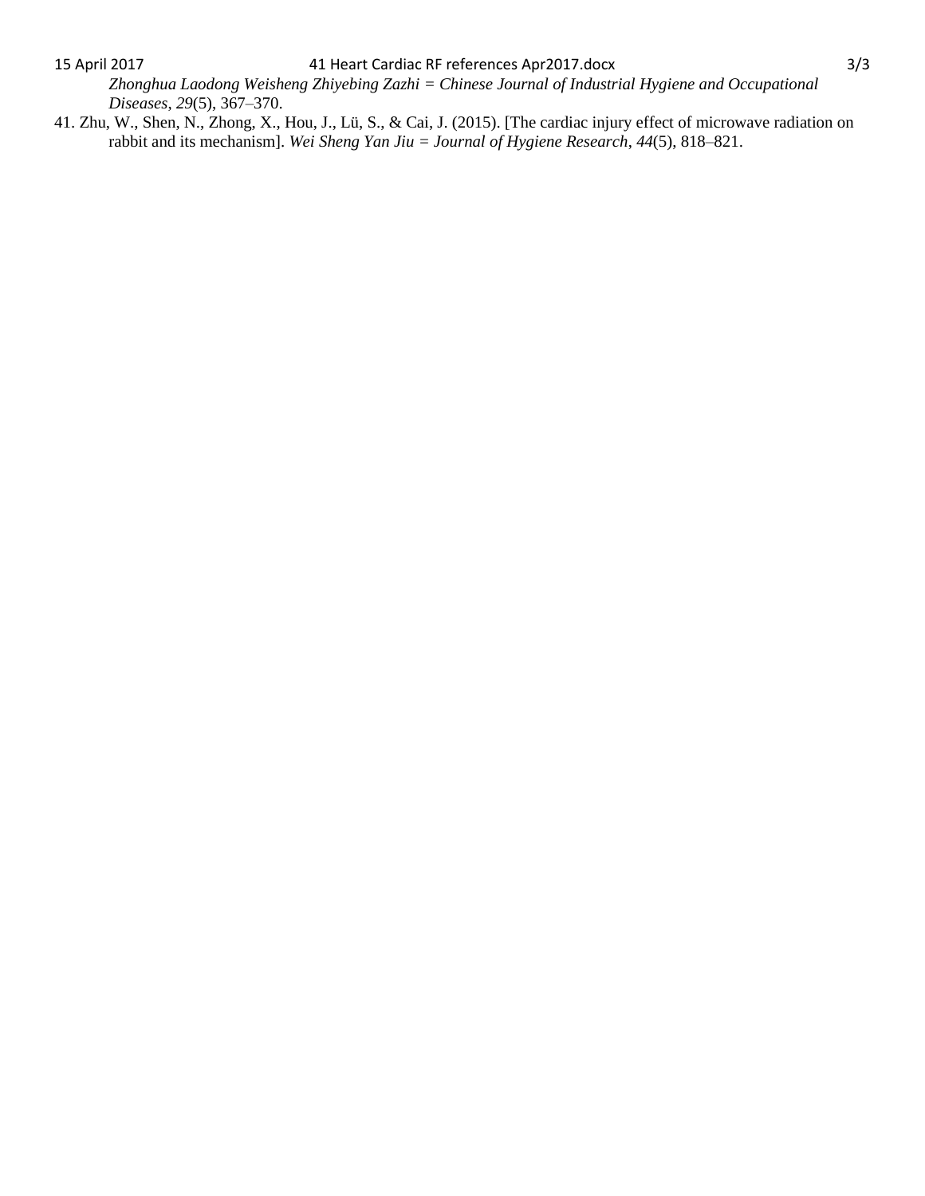*Zhonghua Laodong Weisheng Zhiyebing Zazhi = Chinese Journal of Industrial Hygiene and Occupational Diseases*, *29*(5), 367–370.

41. Zhu, W., Shen, N., Zhong, X., Hou, J., Lü, S., & Cai, J. (2015). [The cardiac injury effect of microwave radiation on rabbit and its mechanism]. *Wei Sheng Yan Jiu = Journal of Hygiene Research*, *44*(5), 818–821.